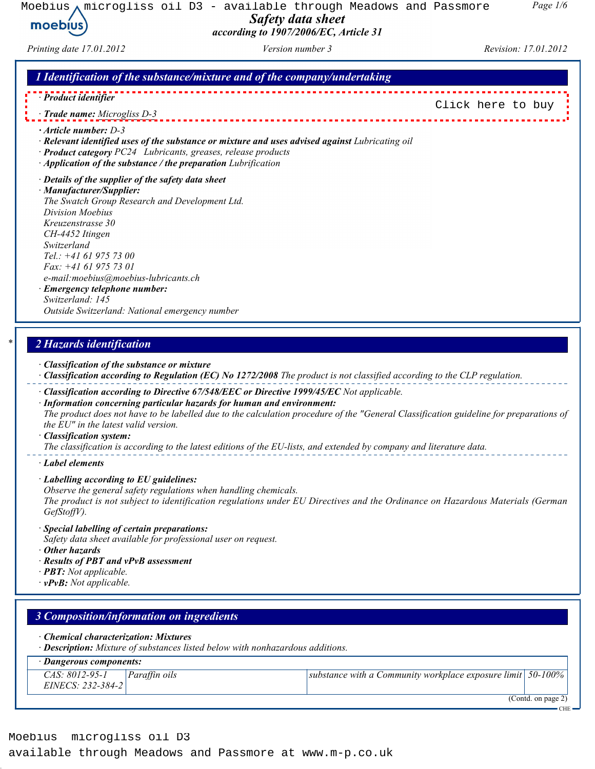# Safety data sheet

*according to 1907/2006/EC, Article 31*

*Printing date 17.01.2012* | *Version number 3* | *Revision: 17.01.2012*

## 1 Identification of the substance/mixture and of the company/undertaking

· **Product identifier**

· **Trade name:** Microgliss D-3

Click here to buy

· **Article number:** D-3

· **Relevant identified uses of the substance or mixture and uses advised against** Lubricating oil

· **Product category** PC24 Lubricants, greases, release products

· **Application of the substance / the preparation** Lubrification

· **Details of the supplier of the safety data sheet**

· **Manufacturer/Supplier:**

The Swatch Group Research and Development Ltd.
Division Moebius
Kreuzenstrasse 30
CH-4452 Itingen
Switzerland
Tel.: +41 61 975 73 00
Fax: +41 61 975 73 01
e-mail:moebius@moebius-lubricants.ch

· **Emergency telephone number:**

Switzerland: 145
Outside Switzerland: National emergency number

## 2 Hazards identification

· **Classification of the substance or mixture**

· **Classification according to Regulation (EC) No 1272/2008** The product is not classified according to the CLP regulation.

· **Classification according to Directive 67/548/EEC or Directive 1999/45/EC** Not applicable.

· **Information concerning particular hazards for human and environment:**

The product does not have to be labelled due to the calculation procedure of the "General Classification guideline for preparations of the EU" in the latest valid version.

· **Classification system:**

The classification is according to the latest editions of the EU-lists, and extended by company and literature data.

· **Label elements**

· **Labelling according to EU guidelines:**

Observe the general safety regulations when handling chemicals.
The product is not subject to identification regulations under EU Directives and the Ordinance on Hazardous Materials (German GefStoffV).

· **Special labelling of certain preparations:**

Safety data sheet available for professional user on request.

· **Other hazards**

· **Results of PBT and vPvB assessment**

· **PBT:** Not applicable.

· **vPvB:** Not applicable.

## 3 Composition/information on ingredients

· **Chemical characterization: Mixtures**

· **Description:** Mixture of substances listed below with nonhazardous additions.

· **Dangerous components:**

| CAS / EINECS | Name | Note | Content |
|---|---|---|---|
| CAS: 8012-95-1<br>EINECS: 232-384-2 | Paraffin oils | substance with a Community workplace exposure limit | 50-100% |

(Contd. on page 2)

Moebius microgliss oil D3
available through Meadows and Passmore at www.m-p.co.uk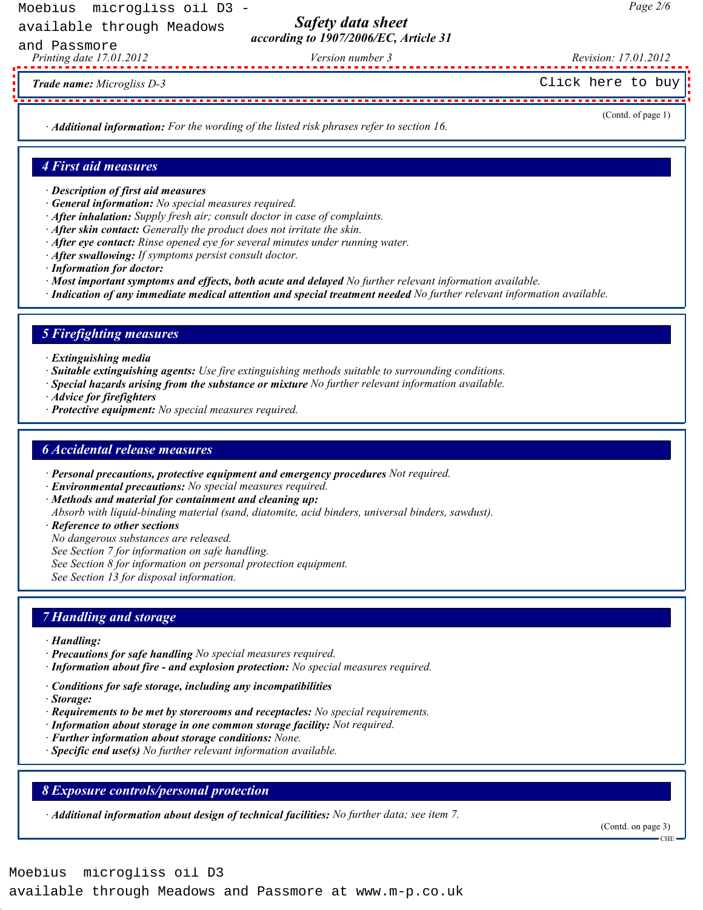**Trade name:** *Microgliss D-3*

Click here to buy

(Contd. of page 1)

· **Additional information:** *For the wording of the listed risk phrases refer to section 16.*

## 4 First aid measures

· **Description of first aid measures**
· **General information:** *No special measures required.*
· **After inhalation:** *Supply fresh air; consult doctor in case of complaints.*
· **After skin contact:** *Generally the product does not irritate the skin.*
· **After eye contact:** *Rinse opened eye for several minutes under running water.*
· **After swallowing:** *If symptoms persist consult doctor.*
· **Information for doctor:**
· **Most important symptoms and effects, both acute and delayed** *No further relevant information available.*
· **Indication of any immediate medical attention and special treatment needed** *No further relevant information available.*

## 5 Firefighting measures

· **Extinguishing media**
· **Suitable extinguishing agents:** *Use fire extinguishing methods suitable to surrounding conditions.*
· **Special hazards arising from the substance or mixture** *No further relevant information available.*
· **Advice for firefighters**
· **Protective equipment:** *No special measures required.*

## 6 Accidental release measures

· **Personal precautions, protective equipment and emergency procedures** *Not required.*
· **Environmental precautions:** *No special measures required.*
· **Methods and material for containment and cleaning up:**
*Absorb with liquid-binding material (sand, diatomite, acid binders, universal binders, sawdust).*
· **Reference to other sections**
*No dangerous substances are released.*
*See Section 7 for information on safe handling.*
*See Section 8 for information on personal protection equipment.*
*See Section 13 for disposal information.*

## 7 Handling and storage

· **Handling:**
· **Precautions for safe handling** *No special measures required.*
· **Information about fire - and explosion protection:** *No special measures required.*

· **Conditions for safe storage, including any incompatibilities**
· **Storage:**
· **Requirements to be met by storerooms and receptacles:** *No special requirements.*
· **Information about storage in one common storage facility:** *Not required.*
· **Further information about storage conditions:** *None.*
· **Specific end use(s)** *No further relevant information available.*

## 8 Exposure controls/personal protection

· **Additional information about design of technical facilities:** *No further data; see item 7.*

(Contd. on page 3)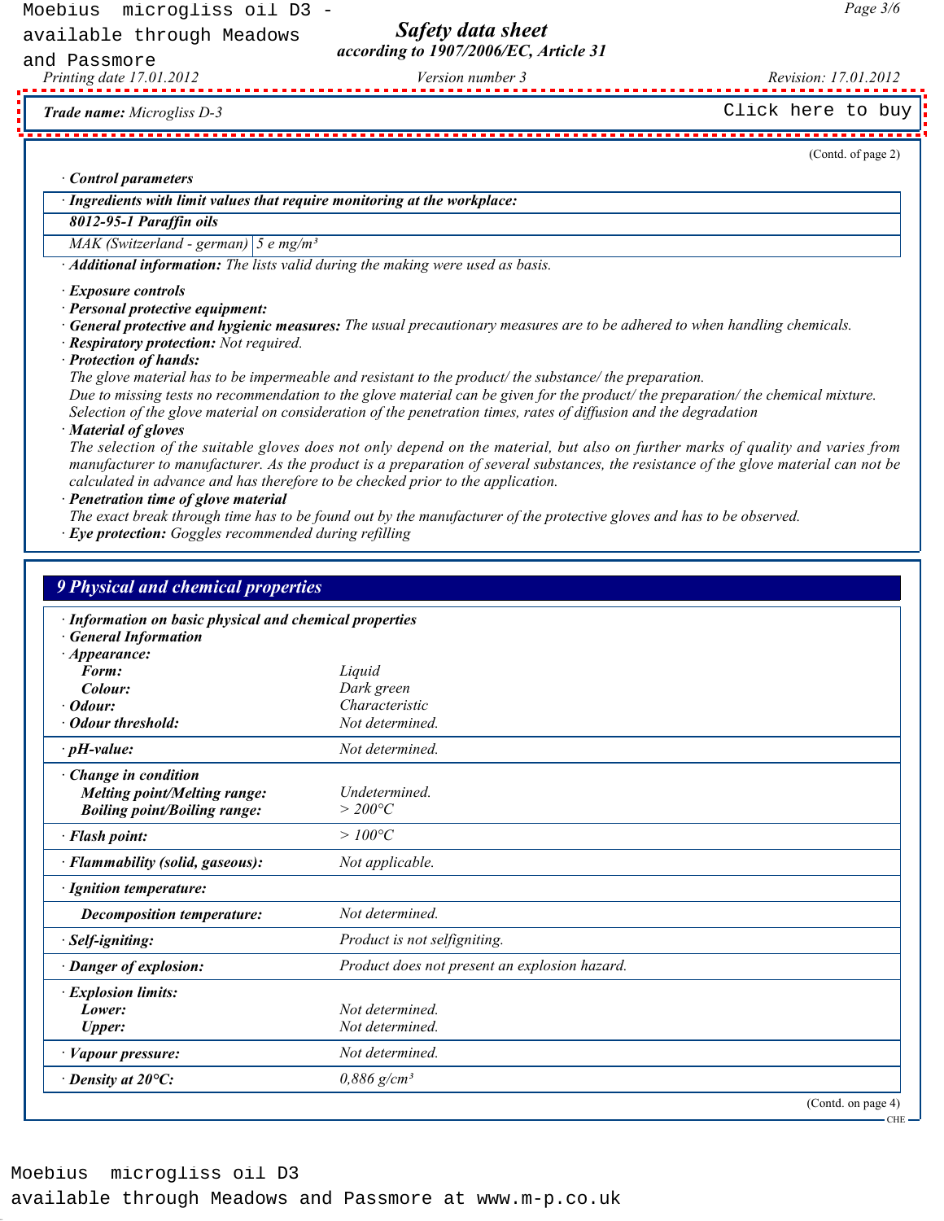**Trade name:** Microgliss D-3

(Contd. of page 2)

· **Control parameters**

| · Ingredients with limit values that require monitoring at the workplace: | |
|---|---|
| **8012-95-1 Paraffin oils** | |
| MAK (Switzerland - german) | 5 e mg/m³ |

· **Additional information:** The lists valid during the making were used as basis.

· **Exposure controls**
· **Personal protective equipment:**
· **General protective and hygienic measures:** The usual precautionary measures are to be adhered to when handling chemicals.
· **Respiratory protection:** Not required.
· **Protection of hands:**
The glove material has to be impermeable and resistant to the product/ the substance/ the preparation.
Due to missing tests no recommendation to the glove material can be given for the product/ the preparation/ the chemical mixture.
Selection of the glove material on consideration of the penetration times, rates of diffusion and the degradation
· **Material of gloves**
The selection of the suitable gloves does not only depend on the material, but also on further marks of quality and varies from manufacturer to manufacturer. As the product is a preparation of several substances, the resistance of the glove material can not be calculated in advance and has therefore to be checked prior to the application.
· **Penetration time of glove material**
The exact break through time has to be found out by the manufacturer of the protective gloves and has to be observed.
· **Eye protection:** Goggles recommended during refilling

## 9 Physical and chemical properties

| · Information on basic physical and chemical properties | |
|---|---|
| · **General Information** | |
| · **Appearance:** | |
| **Form:** | Liquid |
| **Colour:** | Dark green |
| · **Odour:** | Characteristic |
| · **Odour threshold:** | Not determined. |
| · **pH-value:** | Not determined. |
| · **Change in condition** | |
| **Melting point/Melting range:** | Undetermined. |
| **Boiling point/Boiling range:** | > 200°C |
| · **Flash point:** | > 100°C |
| · **Flammability (solid, gaseous):** | Not applicable. |
| · **Ignition temperature:** | |
| **Decomposition temperature:** | Not determined. |
| · **Self-igniting:** | Product is not selfigniting. |
| · **Danger of explosion:** | Product does not present an explosion hazard. |
| · **Explosion limits:** | |
| **Lower:** | Not determined. |
| **Upper:** | Not determined. |
| · **Vapour pressure:** | Not determined. |
| · **Density at 20°C:** | 0,886 g/cm³ |

(Contd. on page 4)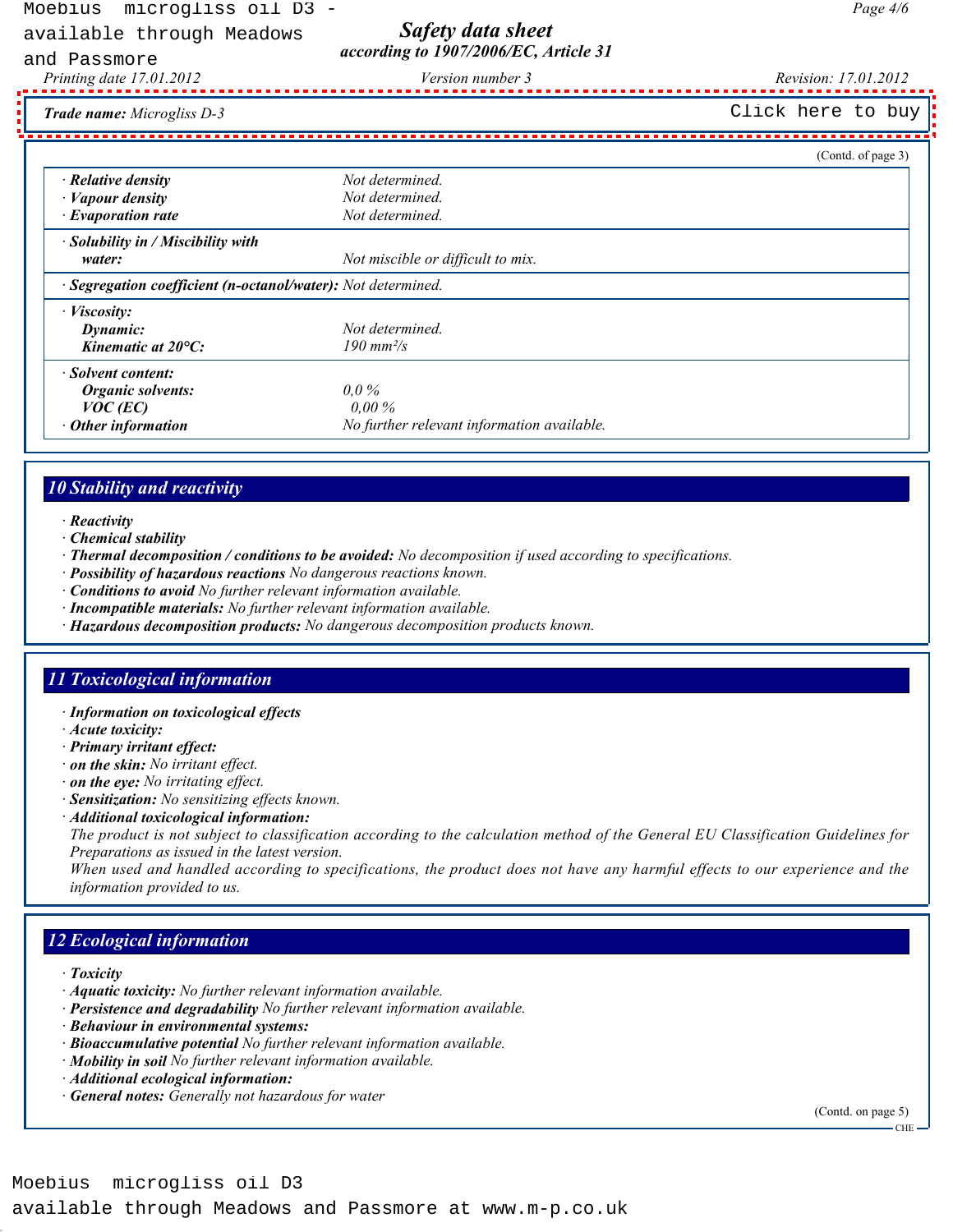**Trade name:** *Microgliss D-3*

(Contd. of page 3)

| | |
|---|---|
| · **Relative density** | Not determined. |
| · **Vapour density** | Not determined. |
| · **Evaporation rate** | Not determined. |
| · **Solubility in / Miscibility with water:** | Not miscible or difficult to mix. |
| · **Segregation coefficient (n-octanol/water):** | Not determined. |
| · **Viscosity:** | |
| **Dynamic:** | Not determined. |
| **Kinematic at 20°C:** | 190 mm²/s |
| · **Solvent content:** | |
| **Organic solvents:** | 0,0 % |
| **VOC (EC)** | 0,00 % |
| · **Other information** | No further relevant information available. |

## 10 Stability and reactivity

· **Reactivity**
· **Chemical stability**
· **Thermal decomposition / conditions to be avoided:** No decomposition if used according to specifications.
· **Possibility of hazardous reactions** No dangerous reactions known.
· **Conditions to avoid** No further relevant information available.
· **Incompatible materials:** No further relevant information available.
· **Hazardous decomposition products:** No dangerous decomposition products known.

## 11 Toxicological information

· **Information on toxicological effects**
· **Acute toxicity:**
· **Primary irritant effect:**
· **on the skin:** No irritant effect.
· **on the eye:** No irritating effect.
· **Sensitization:** No sensitizing effects known.
· **Additional toxicological information:**
The product is not subject to classification according to the calculation method of the General EU Classification Guidelines for Preparations as issued in the latest version.
When used and handled according to specifications, the product does not have any harmful effects to our experience and the information provided to us.

## 12 Ecological information

· **Toxicity**
· **Aquatic toxicity:** No further relevant information available.
· **Persistence and degradability** No further relevant information available.
· **Behaviour in environmental systems:**
· **Bioaccumulative potential** No further relevant information available.
· **Mobility in soil** No further relevant information available.
· **Additional ecological information:**
· **General notes:** Generally not hazardous for water

(Contd. on page 5)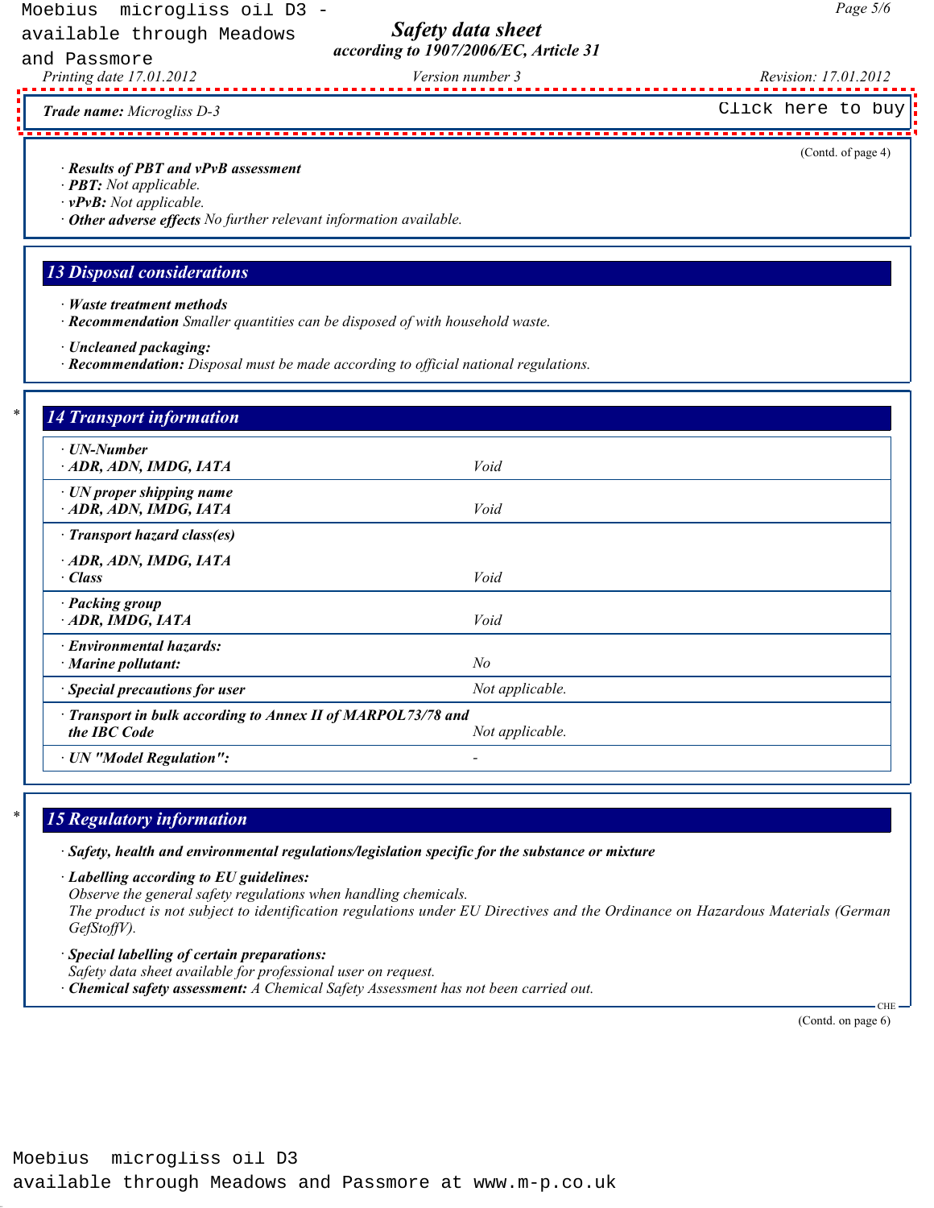**Trade name:** Microgliss D-3

(Contd. of page 4)

· **Results of PBT and vPvB assessment**
· **PBT:** Not applicable.
· **vPvB:** Not applicable.
· **Other adverse effects** No further relevant information available.

## 13 Disposal considerations

· **Waste treatment methods**
· **Recommendation** Smaller quantities can be disposed of with household waste.

· **Uncleaned packaging:**
· **Recommendation:** Disposal must be made according to official national regulations.

## 14 Transport information

| | |
|---|---|
| · **UN-Number**<br>· **ADR, ADN, IMDG, IATA** | Void |
| · **UN proper shipping name**<br>· **ADR, ADN, IMDG, IATA** | Void |
| · **Transport hazard class(es)**<br>· **ADR, ADN, IMDG, IATA**<br>· **Class** | Void |
| · **Packing group**<br>· **ADR, IMDG, IATA** | Void |
| · **Environmental hazards:**<br>· **Marine pollutant:** | No |
| · **Special precautions for user** | Not applicable. |
| · **Transport in bulk according to Annex II of MARPOL73/78 and the IBC Code** | Not applicable. |
| · **UN "Model Regulation":** | - |

## 15 Regulatory information

· **Safety, health and environmental regulations/legislation specific for the substance or mixture**

· **Labelling according to EU guidelines:**
Observe the general safety regulations when handling chemicals.
The product is not subject to identification regulations under EU Directives and the Ordinance on Hazardous Materials (German GefStoffV).

· **Special labelling of certain preparations:**
Safety data sheet available for professional user on request.
· **Chemical safety assessment:** A Chemical Safety Assessment has not been carried out.

(Contd. on page 6)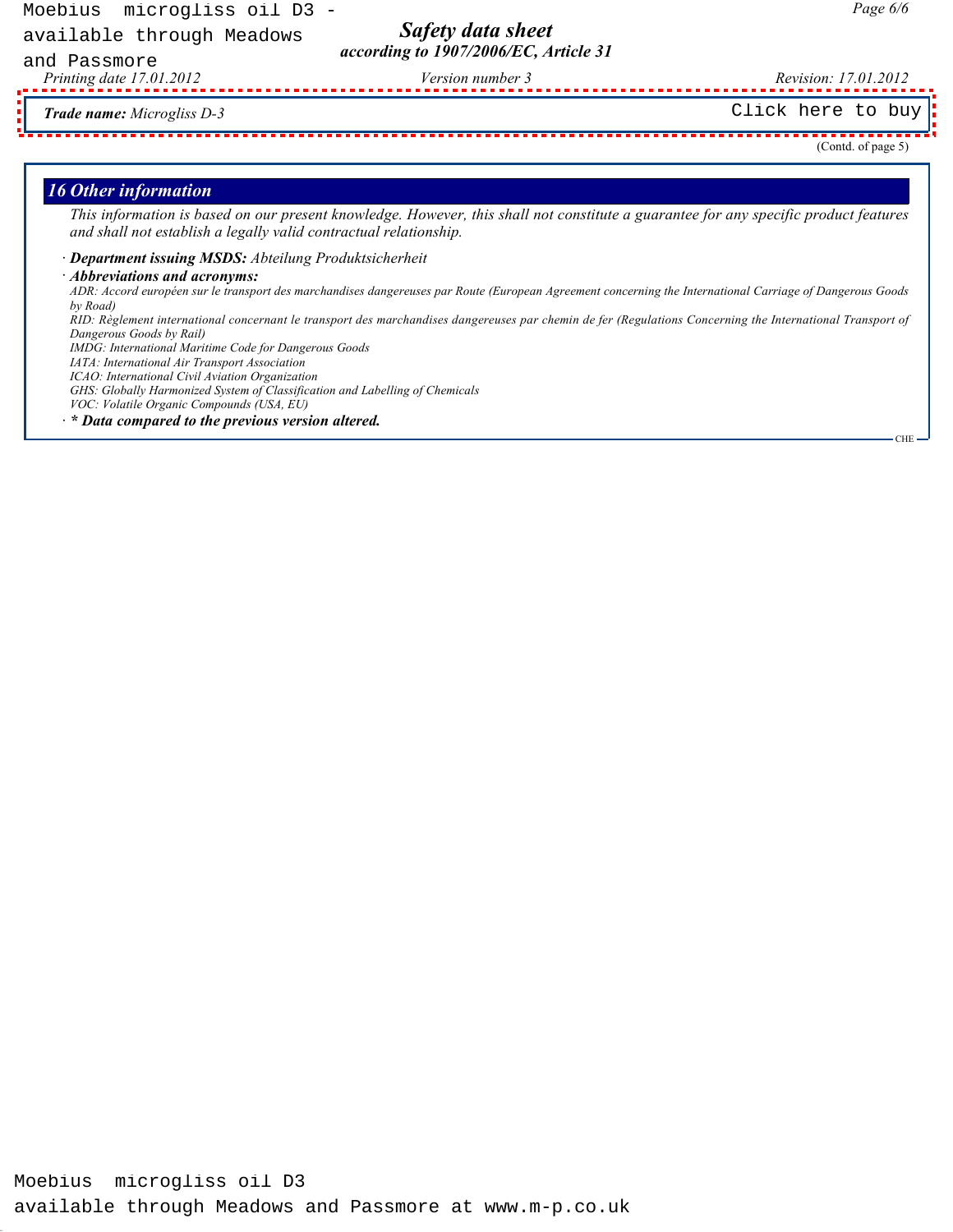## 16 Other information

*This information is based on our present knowledge. However, this shall not constitute a guarantee for any specific product features and shall not establish a legally valid contractual relationship.*

· ***Department issuing MSDS:*** *Abteilung Produktsicherheit*

· ***Abbreviations and acronyms:***

*ADR: Accord européen sur le transport des marchandises dangereuses par Route (European Agreement concerning the International Carriage of Dangerous Goods by Road)*
*RID: Règlement international concernant le transport des marchandises dangereuses par chemin de fer (Regulations Concerning the International Transport of Dangerous Goods by Rail)*
*IMDG: International Maritime Code for Dangerous Goods*
*IATA: International Air Transport Association*
*ICAO: International Civil Aviation Organization*
*GHS: Globally Harmonized System of Classification and Labelling of Chemicals*
*VOC: Volatile Organic Compounds (USA, EU)*

· ***\* Data compared to the previous version altered.***

CHE